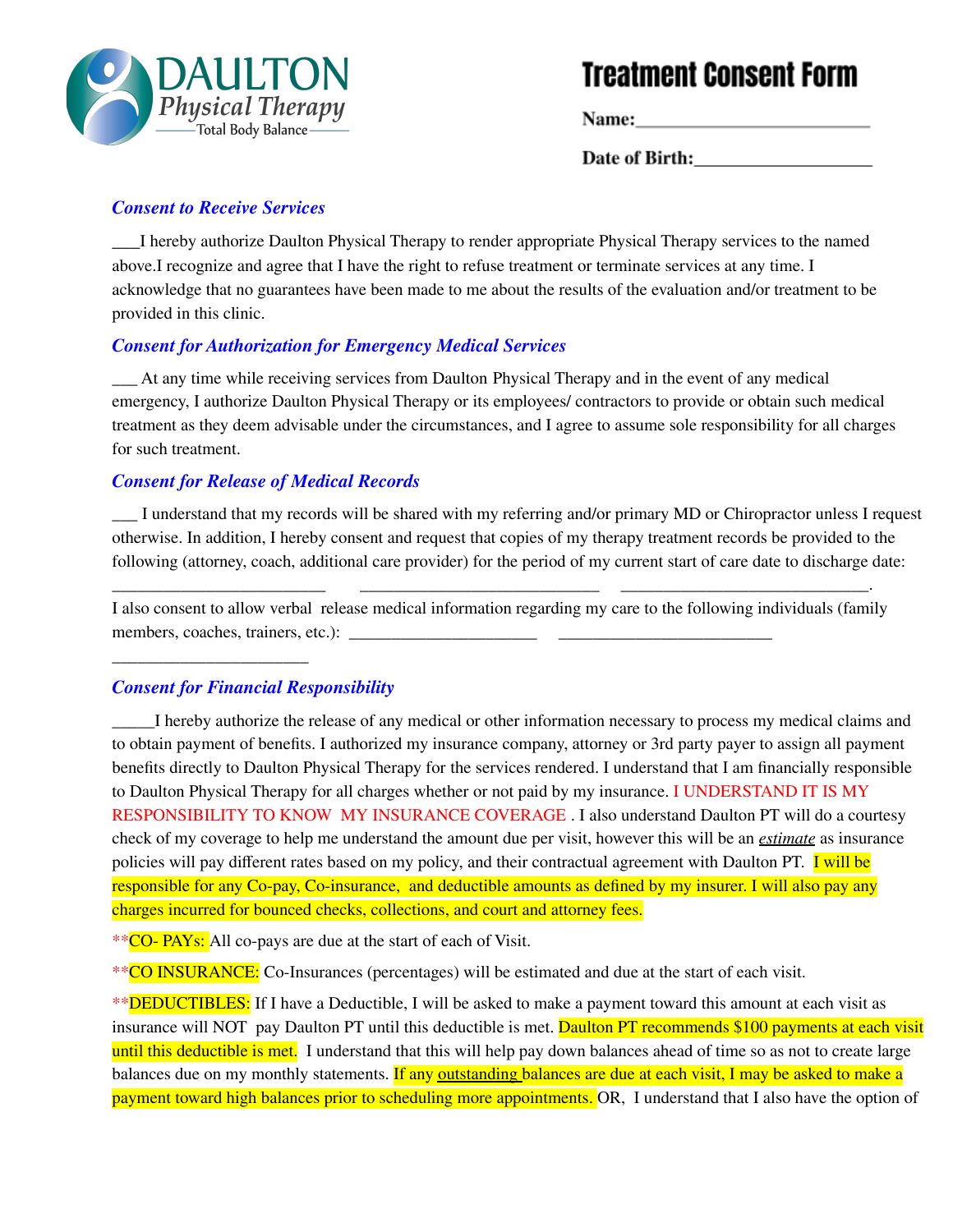DAULTON
Physical Therapy
Total Body Balance

# Treatment Consent Form

**Name:**\_\_\_\_\_\_\_\_\_\_\_\_\_\_\_\_\_\_\_\_\_\_\_\_\_\_

**Date of Birth:**\_\_\_\_\_\_\_\_\_\_\_\_\_\_\_\_\_\_\_\_

### *Consent to Receive Services*

\_\_\_I hereby authorize Daulton Physical Therapy to render appropriate Physical Therapy services to the named above.I recognize and agree that I have the right to refuse treatment or terminate services at any time. I acknowledge that no guarantees have been made to me about the results of the evaluation and/or treatment to be provided in this clinic.

### *Consent for Authorization for Emergency Medical Services*

\_\_\_ At any time while receiving services from Daulton Physical Therapy and in the event of any medical emergency, I authorize Daulton Physical Therapy or its employees/ contractors to provide or obtain such medical treatment as they deem advisable under the circumstances, and I agree to assume sole responsibility for all charges for such treatment.

### *Consent for Release of Medical Records*

\_\_\_ I understand that my records will be shared with my referring and/or primary MD or Chiropractor unless I request otherwise. In addition, I hereby consent and request that copies of my therapy treatment records be provided to the following (attorney, coach, additional care provider) for the period of my current start of care date to discharge date:

\_\_\_\_\_\_\_\_\_\_\_\_\_\_\_\_\_\_\_\_\_\_\_\_\_\_ \_\_\_\_\_\_\_\_\_\_\_\_\_\_\_\_\_\_\_\_\_\_\_\_\_\_\_\_\_ \_\_\_\_\_\_\_\_\_\_\_\_\_\_\_\_\_\_\_\_\_\_\_\_\_\_\_\_\_\_.

I also consent to allow verbal release medical information regarding my care to the following individuals (family members, coaches, trainers, etc.): \_\_\_\_\_\_\_\_\_\_\_\_\_\_\_\_\_\_\_\_\_\_\_ \_\_\_\_\_\_\_\_\_\_\_\_\_\_\_\_\_\_\_\_\_\_\_\_\_\_

\_\_\_\_\_\_\_\_\_\_\_\_\_\_\_\_\_\_\_\_\_\_\_\_

### *Consent for Financial Responsibility*

\_\_\_\_\_I hereby authorize the release of any medical or other information necessary to process my medical claims and to obtain payment of benefits. I authorized my insurance company, attorney or 3rd party payer to assign all payment benefits directly to Daulton Physical Therapy for the services rendered. I understand that I am financially responsible to Daulton Physical Therapy for all charges whether or not paid by my insurance. I UNDERSTAND IT IS MY RESPONSIBILITY TO KNOW MY INSURANCE COVERAGE . I also understand Daulton PT will do a courtesy check of my coverage to help me understand the amount due per visit, however this will be an ***estimate*** as insurance policies will pay different rates based on my policy, and their contractual agreement with Daulton PT. I will be responsible for any Co-pay, Co-insurance, and deductible amounts as defined by my insurer. I will also pay any charges incurred for bounced checks, collections, and court and attorney fees.

**CO- PAYs: All co-pays are due at the start of each of Visit.

**CO INSURANCE: Co-Insurances (percentages) will be estimated and due at the start of each visit.

**DEDUCTIBLES: If I have a Deductible, I will be asked to make a payment toward this amount at each visit as insurance will NOT pay Daulton PT until this deductible is met. Daulton PT recommends $100 payments at each visit until this deductible is met. I understand that this will help pay down balances ahead of time so as not to create large balances due on my monthly statements. If any outstanding balances are due at each visit, I may be asked to make a payment toward high balances prior to scheduling more appointments. OR, I understand that I also have the option of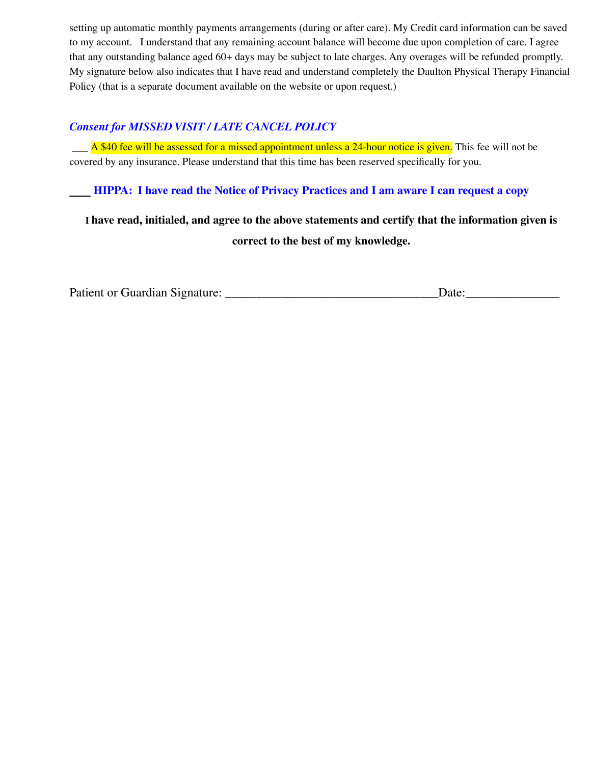setting up automatic monthly payments arrangements (during or after care). My Credit card information can be saved to my account.   I understand that any remaining account balance will become due upon completion of care. I agree that any outstanding balance aged 60+ days may be subject to late charges. Any overages will be refunded promptly. My signature below also indicates that I have read and understand completely the Daulton Physical Therapy Financial Policy (that is a separate document available on the website or upon request.)

***Consent for MISSED VISIT / LATE CANCEL POLICY***

___ A $40 fee will be assessed for a missed appointment unless a 24-hour notice is given. This fee will not be covered by any insurance. Please understand that this time has been reserved specifically for you.

**___ HIPPA:  I have read the Notice of Privacy Practices and I am aware I can request a copy**

**I have read, initialed, and agree to the above statements and certify that the information given is correct to the best of my knowledge.**

Patient or Guardian Signature: _________________________________Date:______________